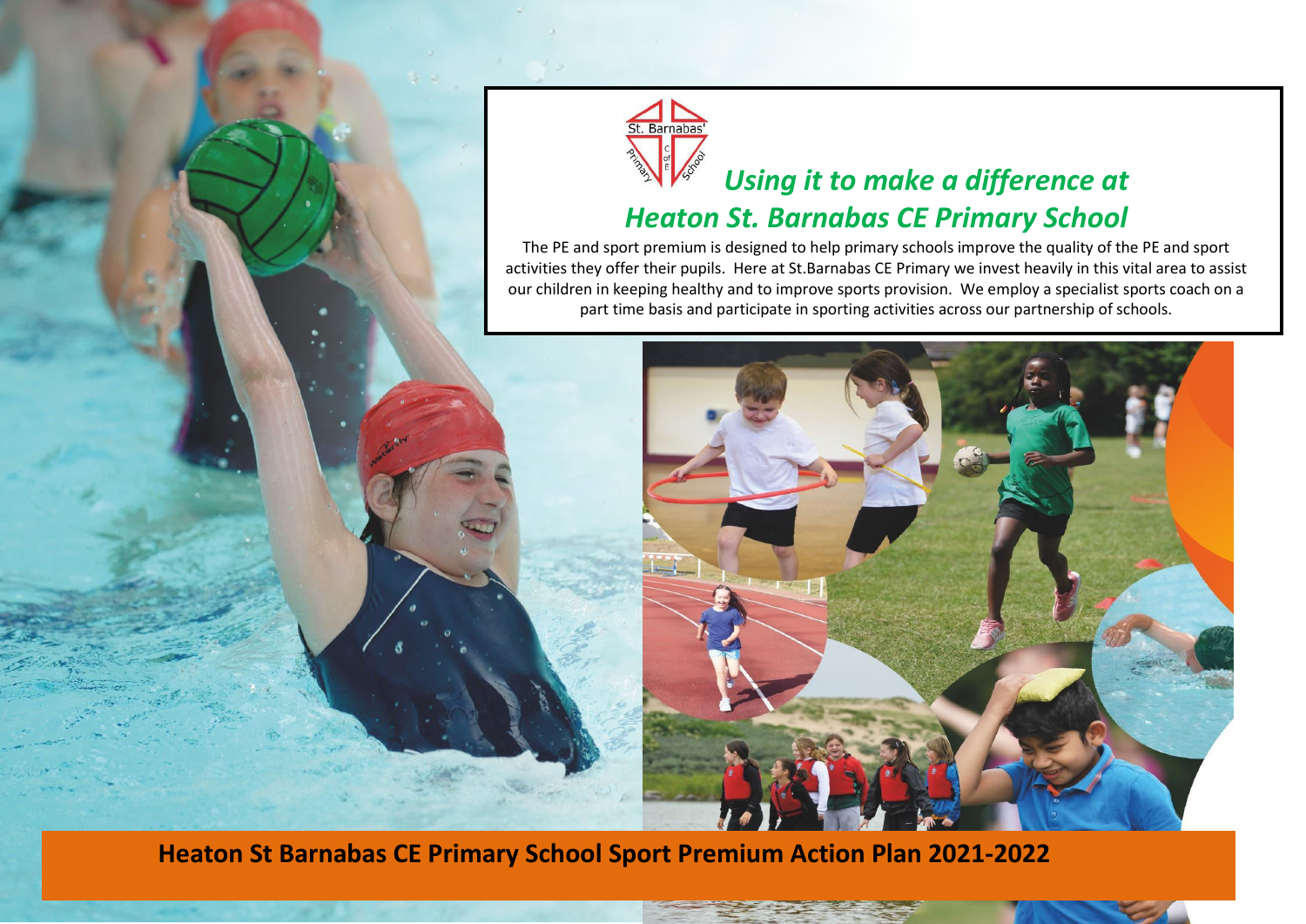## *Using it to make a difference at Heaton St. Barnabas CE Primary School*

The PE and sport premium is designed to help primary schools improve the quality of the PE and sport activities they offer their pupils. Here at St.Barnabas CE Primary we invest heavily in this vital area to assist our children in keeping healthy and to improve sports provision. We employ a specialist sports coach on a part time basis and participate in sporting activities across our partnership of schools.

# Heaton St Barnabas CE Primary School Sport Premium Action Plan 2021-2022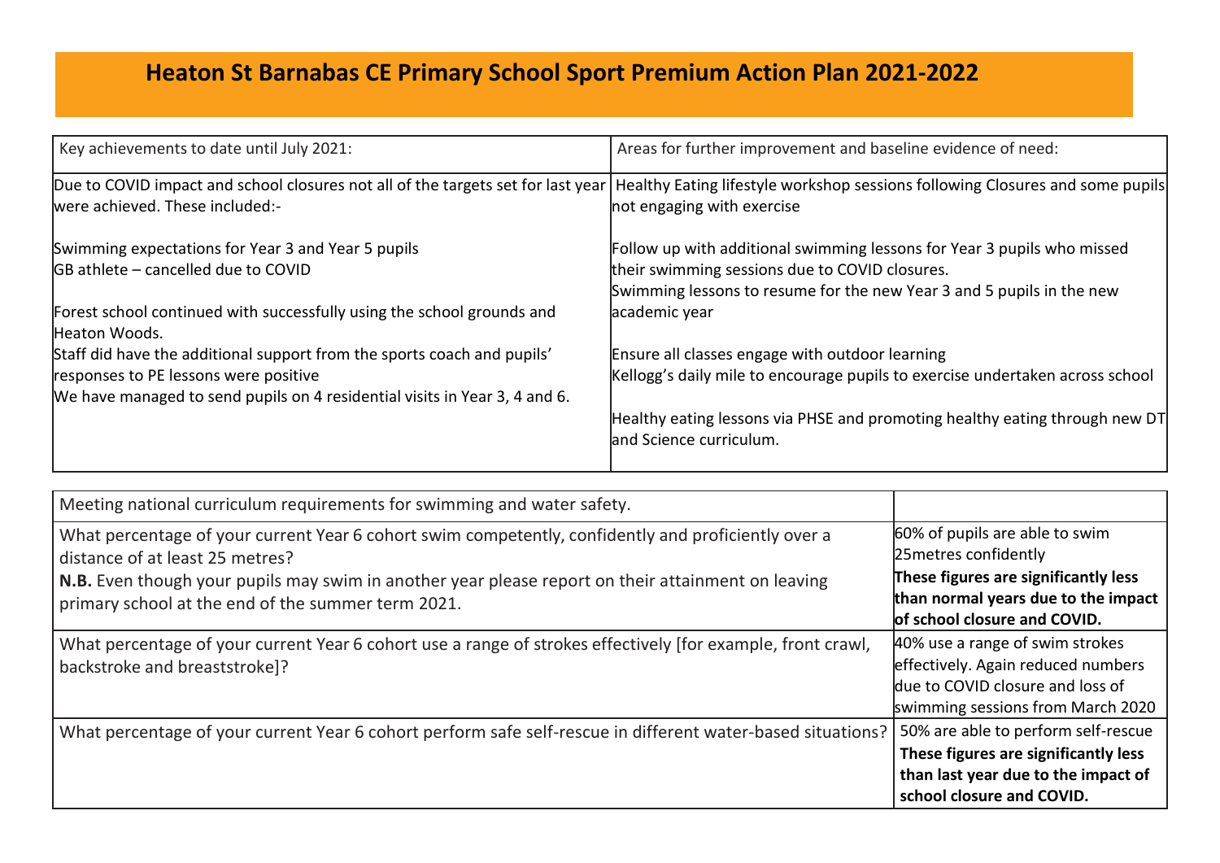# Heaton St Barnabas CE Primary School Sport Premium Action Plan 2021-2022

| Key achievements to date until July 2021: | Areas for further improvement and baseline evidence of need: |
|---|---|
| Due to COVID impact and school closures not all of the targets set for last year were achieved. These included:-<br><br>Swimming expectations for Year 3 and Year 5 pupils<br>GB athlete – cancelled due to COVID<br><br>Forest school continued with successfully using the school grounds and Heaton Woods.<br>Staff did have the additional support from the sports coach and pupils' responses to PE lessons were positive<br>We have managed to send pupils on 4 residential visits in Year 3, 4 and 6. | Healthy Eating lifestyle workshop sessions following Closures and some pupils not engaging with exercise<br><br>Follow up with additional swimming lessons for Year 3 pupils who missed their swimming sessions due to COVID closures.<br>Swimming lessons to resume for the new Year 3 and 5 pupils in the new academic year<br><br>Ensure all classes engage with outdoor learning<br>Kellogg's daily mile to encourage pupils to exercise undertaken across school<br><br>Healthy eating lessons via PHSE and promoting healthy eating through new DT and Science curriculum. |

| Meeting national curriculum requirements for swimming and water safety. | |
|---|---|
| What percentage of your current Year 6 cohort swim competently, confidently and proficiently over a distance of at least 25 metres?<br>**N.B.** Even though your pupils may swim in another year please report on their attainment on leaving primary school at the end of the summer term 2021. | 60% of pupils are able to swim 25metres confidently<br>**These figures are significantly less than normal years due to the impact of school closure and COVID.** |
| What percentage of your current Year 6 cohort use a range of strokes effectively [for example, front crawl, backstroke and breaststroke]? | 40% use a range of swim strokes effectively. Again reduced numbers due to COVID closure and loss of swimming sessions from March 2020 |
| What percentage of your current Year 6 cohort perform safe self-rescue in different water-based situations? | 50% are able to perform self-rescue<br>**These figures are significantly less than last year due to the impact of school closure and COVID.** |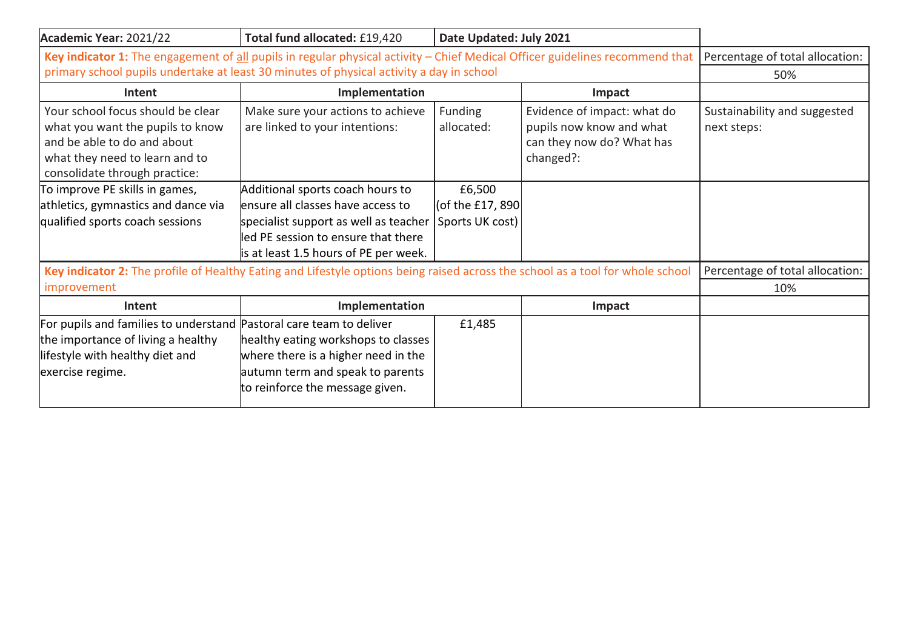| Academic Year: 2021/22 | Total fund allocated: £19,420 | Date Updated: July 2021 | | |
|---|---|---|---|---|
| **Key indicator 1:** The engagement of all pupils in regular physical activity – Chief Medical Officer guidelines recommend that primary school pupils undertake at least 30 minutes of physical activity a day in school | | | | Percentage of total allocation: 50% |
| **Intent** | **Implementation** | | **Impact** | |
| Your school focus should be clear what you want the pupils to know and be able to do and about what they need to learn and to consolidate through practice: | Make sure your actions to achieve are linked to your intentions: | Funding allocated: | Evidence of impact: what do pupils now know and what can they now do? What has changed?: | Sustainability and suggested next steps: |
| To improve PE skills in games, athletics, gymnastics and dance via qualified sports coach sessions | Additional sports coach hours to ensure all classes have access to specialist support as well as teacher led PE session to ensure that there is at least 1.5 hours of PE per week. | £6,500 (of the £17, 890 Sports UK cost) | | |
| **Key indicator 2:** The profile of Healthy Eating and Lifestyle options being raised across the school as a tool for whole school improvement | | | | Percentage of total allocation: 10% |
| **Intent** | **Implementation** | | **Impact** | |
| For pupils and families to understand the importance of living a healthy lifestyle with healthy diet and exercise regime. | Pastoral care team to deliver healthy eating workshops to classes where there is a higher need in the autumn term and speak to parents to reinforce the message given. | £1,485 | | |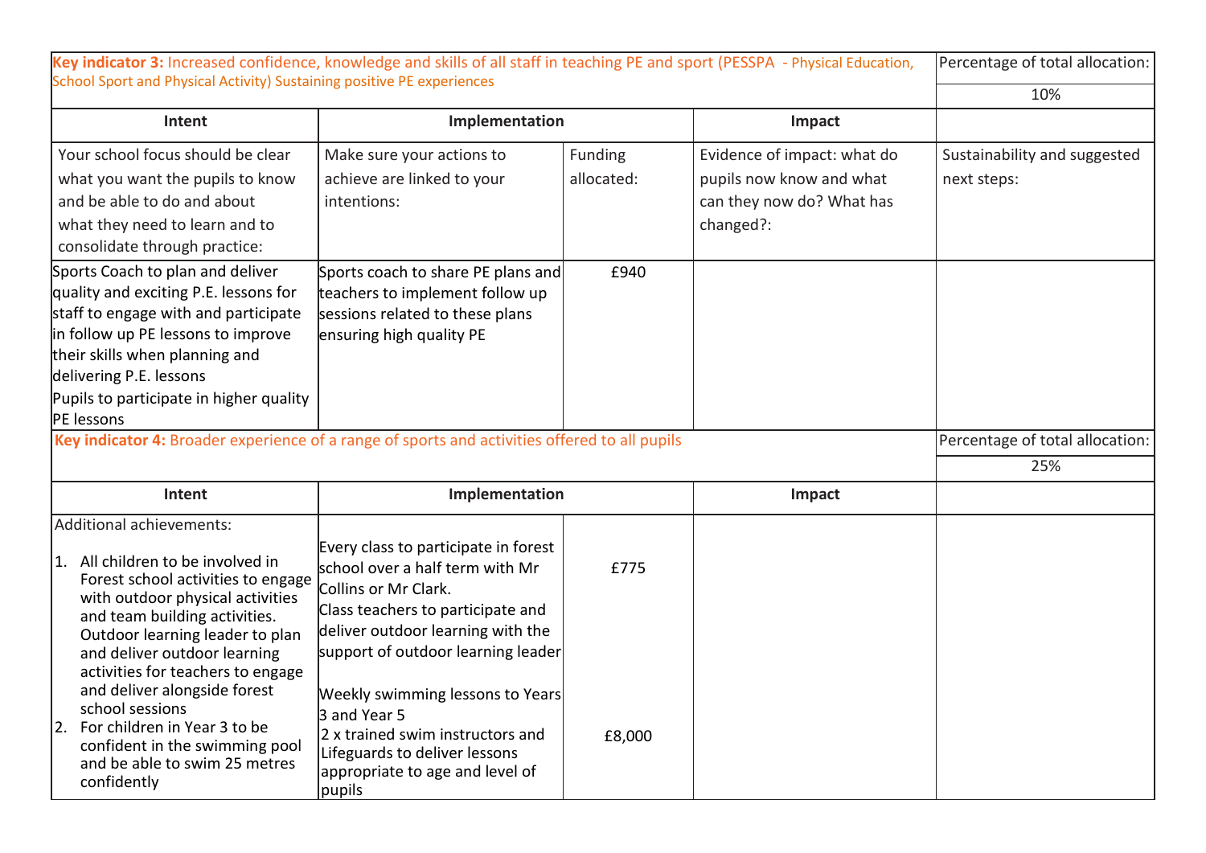| Key indicator 3: Increased confidence, knowledge and skills of all staff in teaching PE and sport (PESSPA - Physical Education, School Sport and Physical Activity) Sustaining positive PE experiences | | | | Percentage of total allocation: |
|---|---|---|---|---|
| | | | | 10% |
| **Intent** | **Implementation** | | **Impact** | |
| Your school focus should be clear what you want the pupils to know and be able to do and about what they need to learn and to consolidate through practice: | Make sure your actions to achieve are linked to your intentions: | Funding allocated: | Evidence of impact: what do pupils now know and what can they now do? What has changed?: | Sustainability and suggested next steps: |
| Sports Coach to plan and deliver quality and exciting P.E. lessons for staff to engage with and participate in follow up PE lessons to improve their skills when planning and delivering P.E. lessons<br>Pupils to participate in higher quality PE lessons | Sports coach to share PE plans and teachers to implement follow up sessions related to these plans ensuring high quality PE | £940 | | |

| Key indicator 4: Broader experience of a range of sports and activities offered to all pupils | | | | Percentage of total allocation: |
|---|---|---|---|---|
| | | | | 25% |
| **Intent** | **Implementation** | | **Impact** | |
| Additional achievements:<br>1. All children to be involved in Forest school activities to engage with outdoor physical activities and team building activities. Outdoor learning leader to plan and deliver outdoor learning activities for teachers to engage and deliver alongside forest school sessions<br>2. For children in Year 3 to be confident in the swimming pool and be able to swim 25 metres confidently | Every class to participate in forest school over a half term with Mr Collins or Mr Clark.<br>Class teachers to participate and deliver outdoor learning with the support of outdoor learning leader<br><br>Weekly swimming lessons to Years 3 and Year 5<br>2 x trained swim instructors and Lifeguards to deliver lessons appropriate to age and level of pupils | £775<br><br><br><br>£8,000 | | |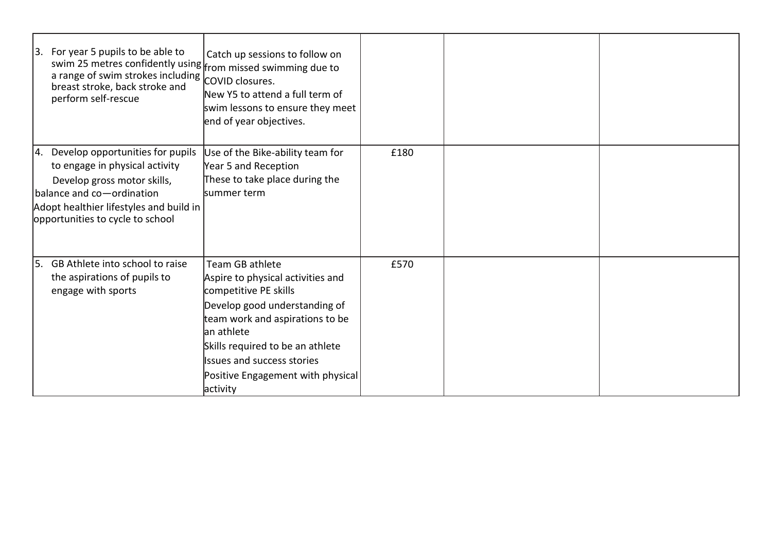| | | | | |
|---|---|---|---|---|
| 3. For year 5 pupils to be able to swim 25 metres confidently using a range of swim strokes including breast stroke, back stroke and perform self-rescue | Catch up sessions to follow on from missed swimming due to COVID closures.<br>New Y5 to attend a full term of swim lessons to ensure they meet end of year objectives. | | | |
| 4. Develop opportunities for pupils to engage in physical activity<br>Develop gross motor skills, balance and co—ordination<br>Adopt healthier lifestyles and build in opportunities to cycle to school | Use of the Bike-ability team for Year 5 and Reception<br>These to take place during the summer term | £180 | | |
| 5. GB Athlete into school to raise the aspirations of pupils to engage with sports | Team GB athlete<br>Aspire to physical activities and competitive PE skills<br>Develop good understanding of team work and aspirations to be an athlete<br>Skills required to be an athlete<br>Issues and success stories<br>Positive Engagement with physical activity | £570 | | |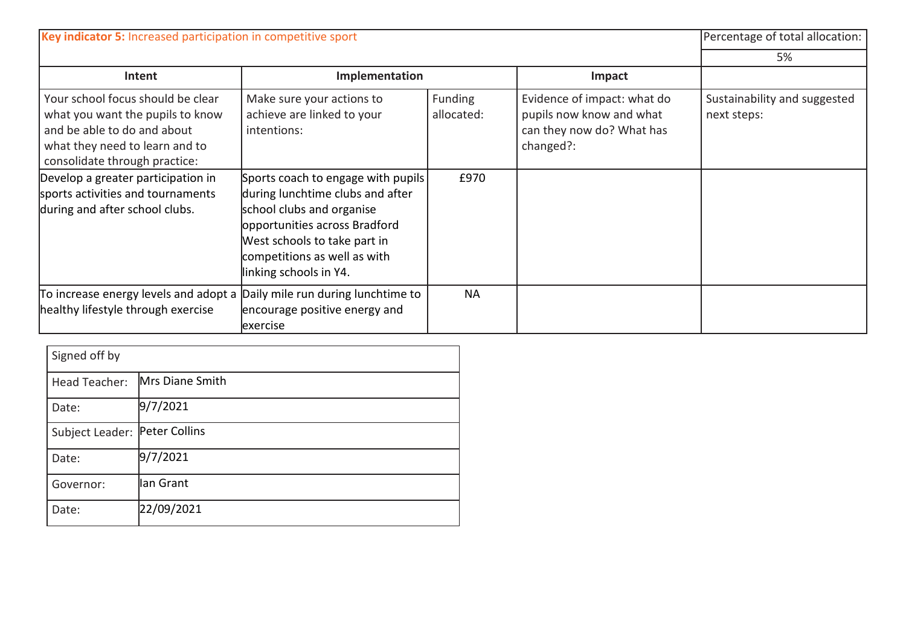| **Key indicator 5:** Increased participation in competitive sport | | | | Percentage of total allocation: |
|---|---|---|---|---|
| | | | | 5% |
| **Intent** | **Implementation** | | **Impact** | |
| Your school focus should be clear what you want the pupils to know and be able to do and about what they need to learn and to consolidate through practice: | Make sure your actions to achieve are linked to your intentions: | Funding allocated: | Evidence of impact: what do pupils now know and what can they now do? What has changed?: | Sustainability and suggested next steps: |
| Develop a greater participation in sports activities and tournaments during and after school clubs. | Sports coach to engage with pupils during lunchtime clubs and after school clubs and organise opportunities across Bradford West schools to take part in competitions as well as with linking schools in Y4. | £970 | | |
| To increase energy levels and adopt a healthy lifestyle through exercise | Daily mile run during lunchtime to encourage positive energy and exercise | NA | | |

| Signed off by | |
|---|---|
| Head Teacher: | Mrs Diane Smith |
| Date: | 9/7/2021 |
| Subject Leader: | Peter Collins |
| Date: | 9/7/2021 |
| Governor: | Ian Grant |
| Date: | 22/09/2021 |